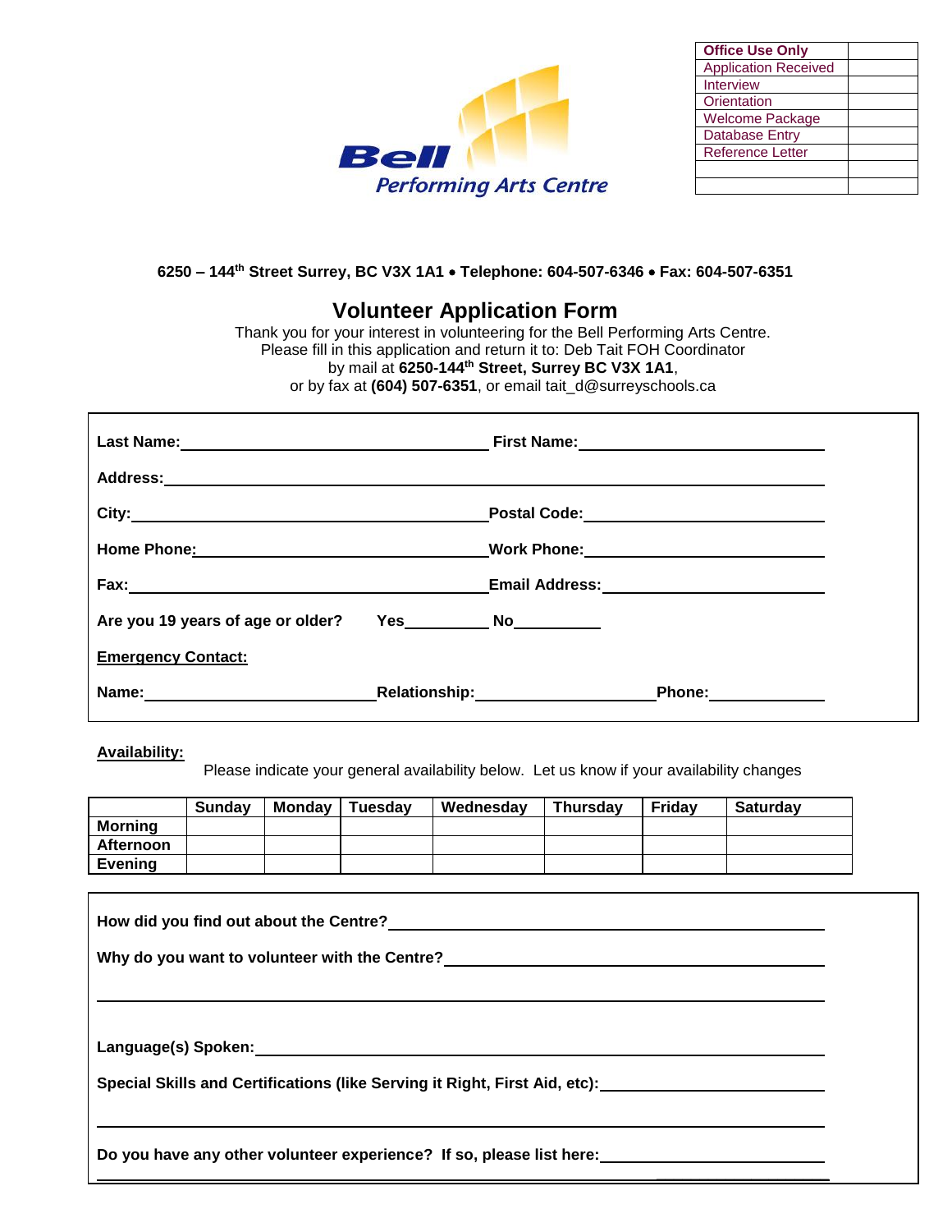| Office Use Only | |
|---|---|
| Application Received | |
| Interview | |
| Orientation | |
| Welcome Package | |
| Database Entry | |
| Reference Letter | |
| | |
| | |

**Bell Performing Arts Centre**

**6250 – 144th Street Surrey, BC V3X 1A1 • Telephone: 604-507-6346 • Fax: 604-507-6351**

# Volunteer Application Form

Thank you for your interest in volunteering for the Bell Performing Arts Centre.
Please fill in this application and return it to: Deb Tait FOH Coordinator
by mail at **6250-144th Street, Surrey BC V3X 1A1**,
or by fax at **(604) 507-6351**, or email tait_d@surreyschools.ca

**Last Name:**\_\_\_\_\_\_\_\_\_\_\_\_\_\_\_\_\_\_\_\_ **First Name:**\_\_\_\_\_\_\_\_\_\_\_\_\_\_\_\_\_\_\_\_

**Address:**\_\_\_\_\_\_\_\_\_\_\_\_\_\_\_\_\_\_\_\_\_\_\_\_\_\_\_\_\_\_\_\_\_\_\_\_\_\_\_\_

**City:**\_\_\_\_\_\_\_\_\_\_\_\_\_\_\_\_\_\_\_\_ **Postal Code:**\_\_\_\_\_\_\_\_\_\_\_\_\_\_\_\_\_\_\_\_

**Home Phone:**\_\_\_\_\_\_\_\_\_\_\_\_\_\_\_\_\_\_\_\_ **Work Phone:**\_\_\_\_\_\_\_\_\_\_\_\_\_\_\_\_\_\_\_\_

**Fax:**\_\_\_\_\_\_\_\_\_\_\_\_\_\_\_\_\_\_\_\_ **Email Address:**\_\_\_\_\_\_\_\_\_\_\_\_\_\_\_\_\_\_\_\_

**Are you 19 years of age or older? Yes**\_\_\_\_\_\_\_\_\_\_ **No**\_\_\_\_\_\_\_\_\_\_

**Emergency Contact:**

**Name:**\_\_\_\_\_\_\_\_\_\_\_\_\_\_\_\_\_\_\_\_ **Relationship:**\_\_\_\_\_\_\_\_\_\_\_\_\_\_\_\_\_\_\_\_ **Phone:**\_\_\_\_\_\_\_\_\_\_\_\_

**Availability:**

Please indicate your general availability below. Let us know if your availability changes

| | Sunday | Monday | Tuesday | Wednesday | Thursday | Friday | Saturday |
|---|---|---|---|---|---|---|---|
| **Morning** | | | | | | | |
| **Afternoon** | | | | | | | |
| **Evening** | | | | | | | |

**How did you find out about the Centre?**\_\_\_\_\_\_\_\_\_\_\_\_\_\_\_\_\_\_\_\_\_\_\_\_\_\_\_\_\_\_

**Why do you want to volunteer with the Centre?**\_\_\_\_\_\_\_\_\_\_\_\_\_\_\_\_\_\_\_\_\_\_\_\_\_\_\_\_\_\_

\_\_\_\_\_\_\_\_\_\_\_\_\_\_\_\_\_\_\_\_\_\_\_\_\_\_\_\_\_\_\_\_\_\_\_\_\_\_\_\_\_\_\_\_\_\_\_\_\_\_\_\_\_\_\_\_

**Language(s) Spoken:**\_\_\_\_\_\_\_\_\_\_\_\_\_\_\_\_\_\_\_\_\_\_\_\_\_\_\_\_\_\_\_\_\_\_\_\_\_\_\_\_

**Special Skills and Certifications (like Serving it Right, First Aid, etc):**\_\_\_\_\_\_\_\_\_\_\_\_\_\_\_\_\_\_\_\_

\_\_\_\_\_\_\_\_\_\_\_\_\_\_\_\_\_\_\_\_\_\_\_\_\_\_\_\_\_\_\_\_\_\_\_\_\_\_\_\_\_\_\_\_\_\_\_\_\_\_\_\_\_\_\_\_

**Do you have any other volunteer experience? If so, please list here:**\_\_\_\_\_\_\_\_\_\_\_\_\_\_\_\_\_\_\_\_

\_\_\_\_\_\_\_\_\_\_\_\_\_\_\_\_\_\_\_\_\_\_\_\_\_\_\_\_\_\_\_\_\_\_\_\_\_\_\_\_\_\_\_\_\_\_\_\_\_\_\_\_\_\_\_\_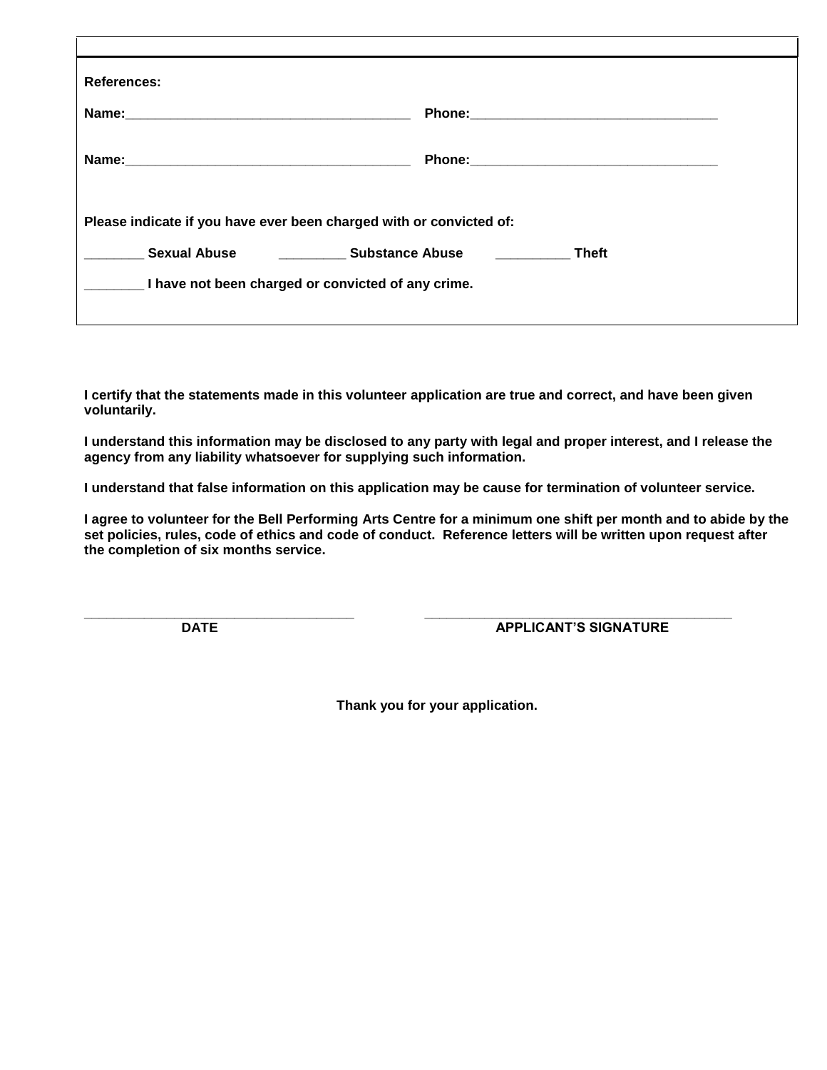**References:**

**Name:**_______________________________________ **Phone:**_________________________________

**Name:**_______________________________________ **Phone:**_________________________________

**Please indicate if you have ever been charged with or convicted of:**

________ **Sexual Abuse** _________ **Substance Abuse** __________ **Theft**

________ **I have not been charged or convicted of any crime.**

**I certify that the statements made in this volunteer application are true and correct, and have been given voluntarily.**

**I understand this information may be disclosed to any party with legal and proper interest, and I release the agency from any liability whatsoever for supplying such information.**

**I understand that false information on this application may be cause for termination of volunteer service.**

**I agree to volunteer for the Bell Performing Arts Centre for a minimum one shift per month and to abide by the set policies, rules, code of ethics and code of conduct. Reference letters will be written upon request after the completion of six months service.**

_____________________________________ __________________________________________

**DATE** **APPLICANT'S SIGNATURE**

**Thank you for your application.**